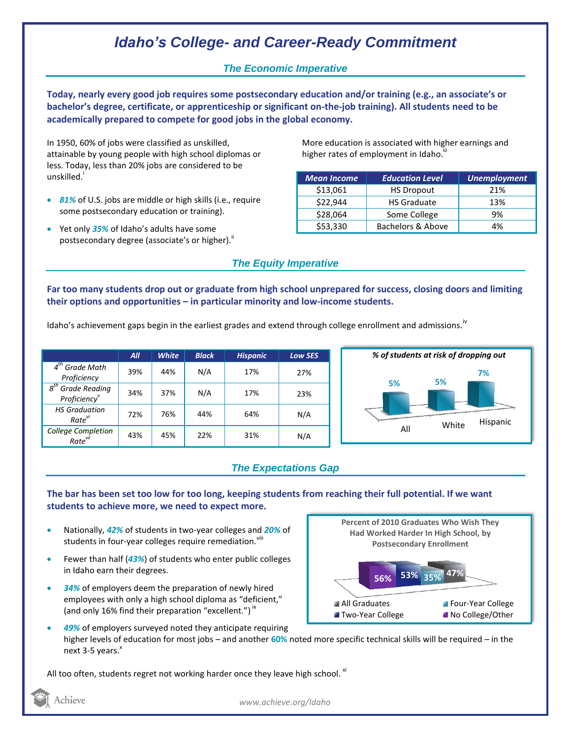# Idaho's College- and Career-Ready Commitment

## The Economic Imperative

**Today, nearly every good job requires some postsecondary education and/or training (e.g., an associate's or bachelor's degree, certificate, or apprenticeship or significant on-the-job training). All students need to be academically prepared to compete for good jobs in the global economy.**

In 1950, 60% of jobs were classified as unskilled, attainable by young people with high school diplomas or less. Today, less than 20% jobs are considered to be unskilled.[i]

- ***81%*** of U.S. jobs are middle or high skills (i.e., require some postsecondary education or training).
- Yet only ***35%*** of Idaho's adults have some postsecondary degree (associate's or higher).[ii]

More education is associated with higher earnings and higher rates of employment in Idaho.[iii]

| Mean Income | Education Level | Unemployment |
|---|---|---|
| $13,061 | HS Dropout | 21% |
| $22,944 | HS Graduate | 13% |
| $28,064 | Some College | 9% |
| $53,330 | Bachelors & Above | 4% |

## The Equity Imperative

**Far too many students drop out or graduate from high school unprepared for success, closing doors and limiting their options and opportunities – in particular minority and low-income students.**

Idaho's achievement gaps begin in the earliest grades and extend through college enrollment and admissions.[iv]

| | All | White | Black | Hispanic | Low SES |
|---|---|---|---|---|---|
| 4th Grade Math Proficiency | 39% | 44% | N/A | 17% | 27% |
| 8th Grade Reading Proficiency[v] | 34% | 37% | N/A | 17% | 23% |
| HS Graduation Rate[vi] | 72% | 76% | 44% | 64% | N/A |
| College Completion Rate[vii] | 43% | 45% | 22% | 31% | N/A |

*% of students at risk of dropping out*

| All | White | Hispanic |
|---|---|---|
| 5% | 5% | 7% |

## The Expectations Gap

**The bar has been set too low for too long, keeping students from reaching their full potential. If we want students to achieve more, we need to expect more.**

- Nationally, ***42%*** of students in two-year colleges and ***20%*** of students in four-year colleges require remediation.[viii]
- Fewer than half (***43%***) of students who enter public colleges in Idaho earn their degrees.
- ***34%*** of employers deem the preparation of newly hired employees with only a high school diploma as "deficient," (and only 16% find their preparation "excellent.")[ix]
- ***49%*** of employers surveyed noted they anticipate requiring higher levels of education for most jobs – and another **60%** noted more specific technical skills will be required – in the next 3-5 years.[x]

**Percent of 2010 Graduates Who Wish They Had Worked Harder In High School, by Postsecondary Enrollment**

| All Graduates | Two-Year College | Four-Year College | No College/Other |
|---|---|---|---|
| 47% | 53% | 35% | 56% |

All too often, students regret not working harder once they leave high school.[xi]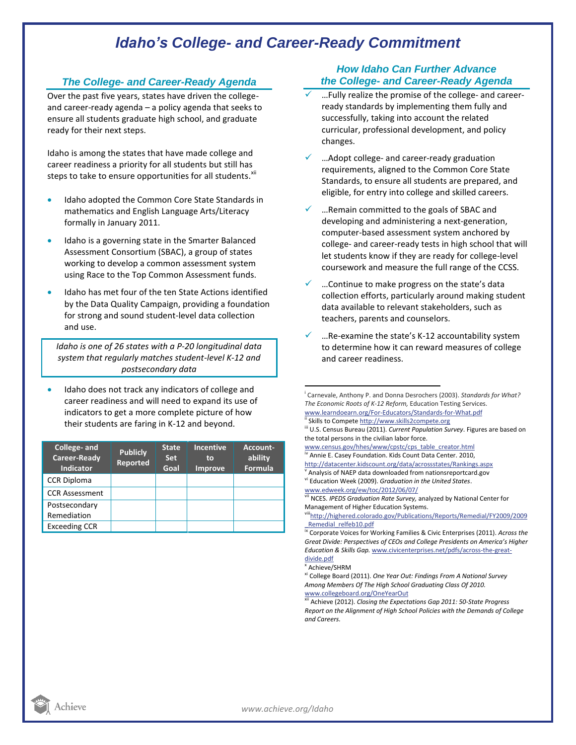# Idaho's College- and Career-Ready Commitment

## The College- and Career-Ready Agenda

Over the past five years, states have driven the college- and career-ready agenda – a policy agenda that seeks to ensure all students graduate high school, and graduate ready for their next steps.

Idaho is among the states that have made college and career readiness a priority for all students but still has steps to take to ensure opportunities for all students.[xii]

- Idaho adopted the Common Core State Standards in mathematics and English Language Arts/Literacy formally in January 2011.
- Idaho is a governing state in the Smarter Balanced Assessment Consortium (SBAC), a group of states working to develop a common assessment system using Race to the Top Common Assessment funds.
- Idaho has met four of the ten State Actions identified by the Data Quality Campaign, providing a foundation for strong and sound student-level data collection and use.

*Idaho is one of 26 states with a P-20 longitudinal data system that regularly matches student-level K-12 and postsecondary data*

- Idaho does not track any indicators of college and career readiness and will need to expand its use of indicators to get a more complete picture of how their students are faring in K-12 and beyond.

| College- and Career-Ready Indicator | Publicly Reported | State Set Goal | Incentive to Improve | Accountability Formula |
|---|---|---|---|---|
| CCR Diploma | | | | |
| CCR Assessment | | | | |
| Postsecondary Remediation | | | | |
| Exceeding CCR | | | | |

## How Idaho Can Further Advance the College- and Career-Ready Agenda

- ✓ …Fully realize the promise of the college- and career-ready standards by implementing them fully and successfully, taking into account the related curricular, professional development, and policy changes.
- ✓ …Adopt college- and career-ready graduation requirements, aligned to the Common Core State Standards, to ensure all students are prepared, and eligible, for entry into college and skilled careers.
- ✓ …Remain committed to the goals of SBAC and developing and administering a next-generation, computer-based assessment system anchored by college- and career-ready tests in high school that will let students know if they are ready for college-level coursework and measure the full range of the CCSS.
- ✓ …Continue to make progress on the state's data collection efforts, particularly around making student data available to relevant stakeholders, such as teachers, parents and counselors.
- ✓ …Re-examine the state's K-12 accountability system to determine how it can reward measures of college and career readiness.

---

[i] Carnevale, Anthony P. and Donna Desrochers (2003). *Standards for What? The Economic Roots of K-12 Reform,* Education Testing Services. www.learndoearn.org/For-Educators/Standards-for-What.pdf

[ii] Skills to Compete http://www.skills2compete.org

[iii] U.S. Census Bureau (2011). *Current Population Survey*. Figures are based on the total persons in the civilian labor force. www.census.gov/hhes/www/cpstc/cps_table_creator.html

[iv] Annie E. Casey Foundation. Kids Count Data Center. 2010, http://datacenter.kidscount.org/data/acrossstates/Rankings.aspx

[v] Analysis of NAEP data downloaded from nationsreportcard.gov

[vi] Education Week (2009). *Graduation in the United States*. www.edweek.org/ew/toc/2012/06/07/

[vii] NCES. *IPEDS Graduation Rate Survey,* analyzed by National Center for Management of Higher Education Systems.

[viii] http://highered.colorado.gov/Publications/Reports/Remedial/FY2009/2009_Remedial_relfeb10.pdf

[ix] Corporate Voices for Working Families & Civic Enterprises (2011). *Across the Great Divide: Perspectives of CEOs and College Presidents on America's Higher Education & Skills Gap.* www.civicenterprises.net/pdfs/across-the-great-divide.pdf

[x] Achieve/SHRM

[xi] College Board (2011). *One Year Out: Findings From A National Survey Among Members Of The High School Graduating Class Of 2010.* www.collegeboard.org/OneYearOut

[xii] Achieve (2012). *Closing the Expectations Gap 2011: 50-State Progress Report on the Alignment of High School Policies with the Demands of College and Careers.*

Achieve

www.achieve.org/Idaho